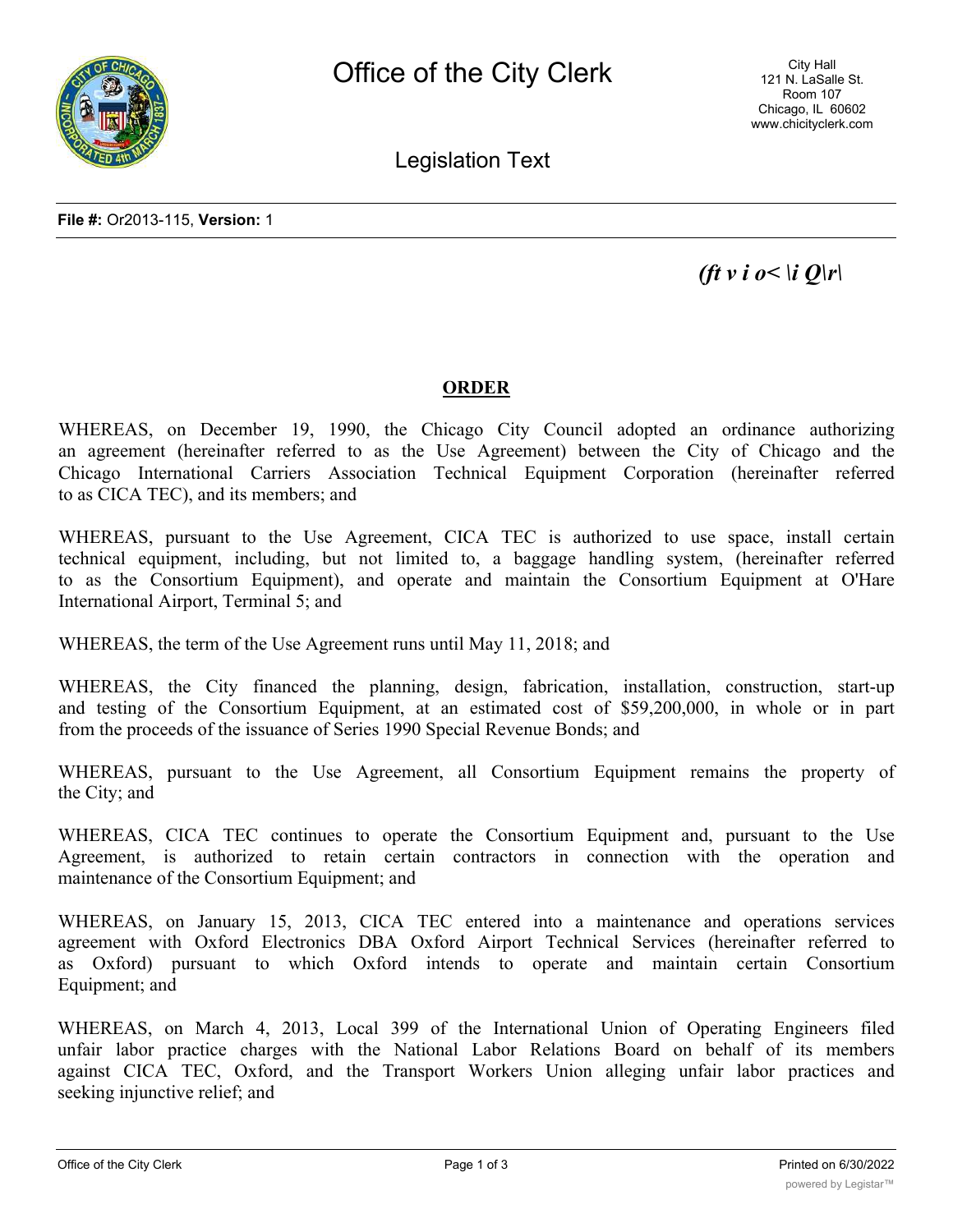*(ft v i o< \i Q\r\*

**ORDER**

WHEREAS, on December 19, 1990, the Chicago City Council adopted an ordinance authorizing an agreement (hereinafter referred to as the Use Agreement) between the City of Chicago and the Chicago International Carriers Association Technical Equipment Corporation (hereinafter referred to as CICA TEC), and its members; and

WHEREAS, pursuant to the Use Agreement, CICA TEC is authorized to use space, install certain technical equipment, including, but not limited to, a baggage handling system, (hereinafter referred to as the Consortium Equipment), and operate and maintain the Consortium Equipment at O'Hare International Airport, Terminal 5; and

WHEREAS, the term of the Use Agreement runs until May 11, 2018; and

WHEREAS, the City financed the planning, design, fabrication, installation, construction, start-up and testing of the Consortium Equipment, at an estimated cost of $59,200,000, in whole or in part from the proceeds of the issuance of Series 1990 Special Revenue Bonds; and

WHEREAS, pursuant to the Use Agreement, all Consortium Equipment remains the property of the City; and

WHEREAS, CICA TEC continues to operate the Consortium Equipment and, pursuant to the Use Agreement, is authorized to retain certain contractors in connection with the operation and maintenance of the Consortium Equipment; and

WHEREAS, on January 15, 2013, CICA TEC entered into a maintenance and operations services agreement with Oxford Electronics DBA Oxford Airport Technical Services (hereinafter referred to as Oxford) pursuant to which Oxford intends to operate and maintain certain Consortium Equipment; and

WHEREAS, on March 4, 2013, Local 399 of the International Union of Operating Engineers filed unfair labor practice charges with the National Labor Relations Board on behalf of its members against CICA TEC, Oxford, and the Transport Workers Union alleging unfair labor practices and seeking injunctive relief; and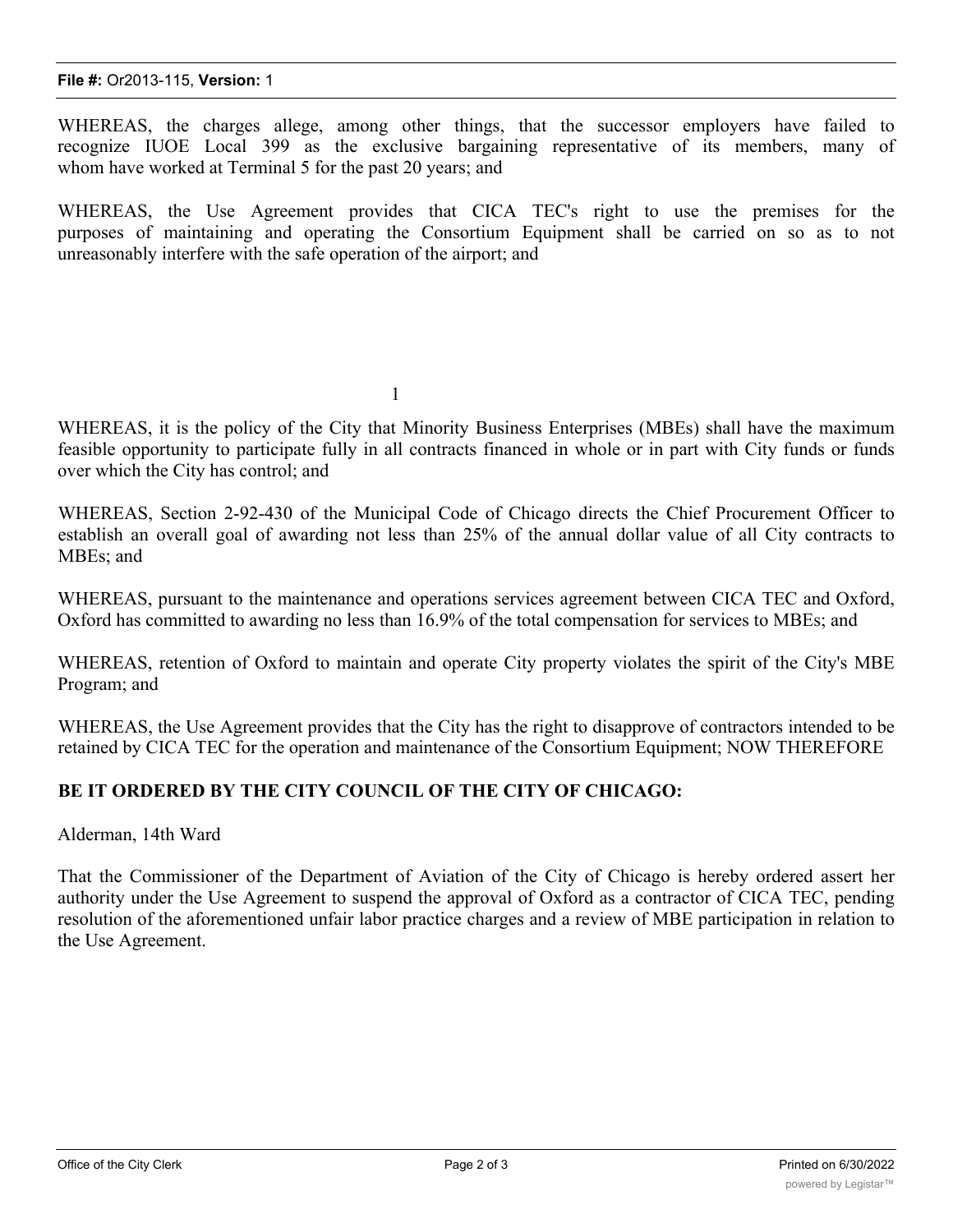WHEREAS, the charges allege, among other things, that the successor employers have failed to recognize IUOE Local 399 as the exclusive bargaining representative of its members, many of whom have worked at Terminal 5 for the past 20 years; and

WHEREAS, the Use Agreement provides that CICA TEC's right to use the premises for the purposes of maintaining and operating the Consortium Equipment shall be carried on so as to not unreasonably interfere with the safe operation of the airport; and

WHEREAS, it is the policy of the City that Minority Business Enterprises (MBEs) shall have the maximum feasible opportunity to participate fully in all contracts financed in whole or in part with City funds or funds over which the City has control; and

WHEREAS, Section 2-92-430 of the Municipal Code of Chicago directs the Chief Procurement Officer to establish an overall goal of awarding not less than 25% of the annual dollar value of all City contracts to MBEs; and

WHEREAS, pursuant to the maintenance and operations services agreement between CICA TEC and Oxford, Oxford has committed to awarding no less than 16.9% of the total compensation for services to MBEs; and

WHEREAS, retention of Oxford to maintain and operate City property violates the spirit of the City's MBE Program; and

WHEREAS, the Use Agreement provides that the City has the right to disapprove of contractors intended to be retained by CICA TEC for the operation and maintenance of the Consortium Equipment; NOW THEREFORE

**BE IT ORDERED BY THE CITY COUNCIL OF THE CITY OF CHICAGO:**

Alderman, 14th Ward

That the Commissioner of the Department of Aviation of the City of Chicago is hereby ordered assert her authority under the Use Agreement to suspend the approval of Oxford as a contractor of CICA TEC, pending resolution of the aforementioned unfair labor practice charges and a review of MBE participation in relation to the Use Agreement.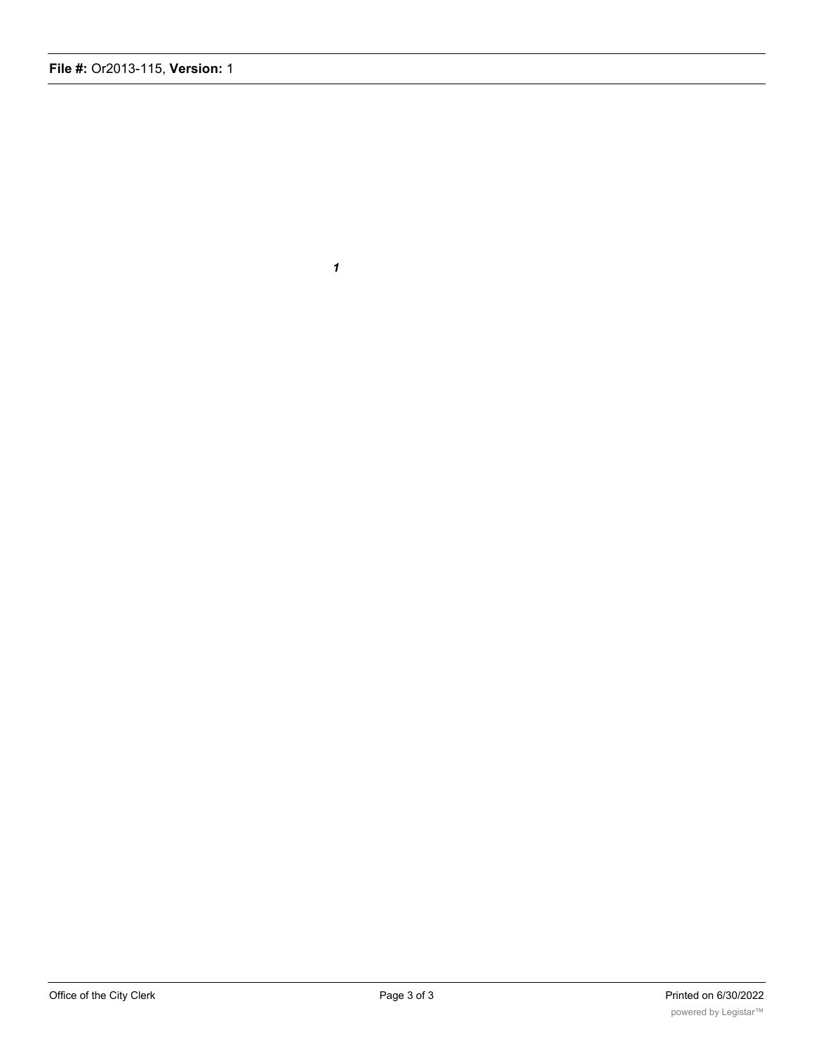***1***